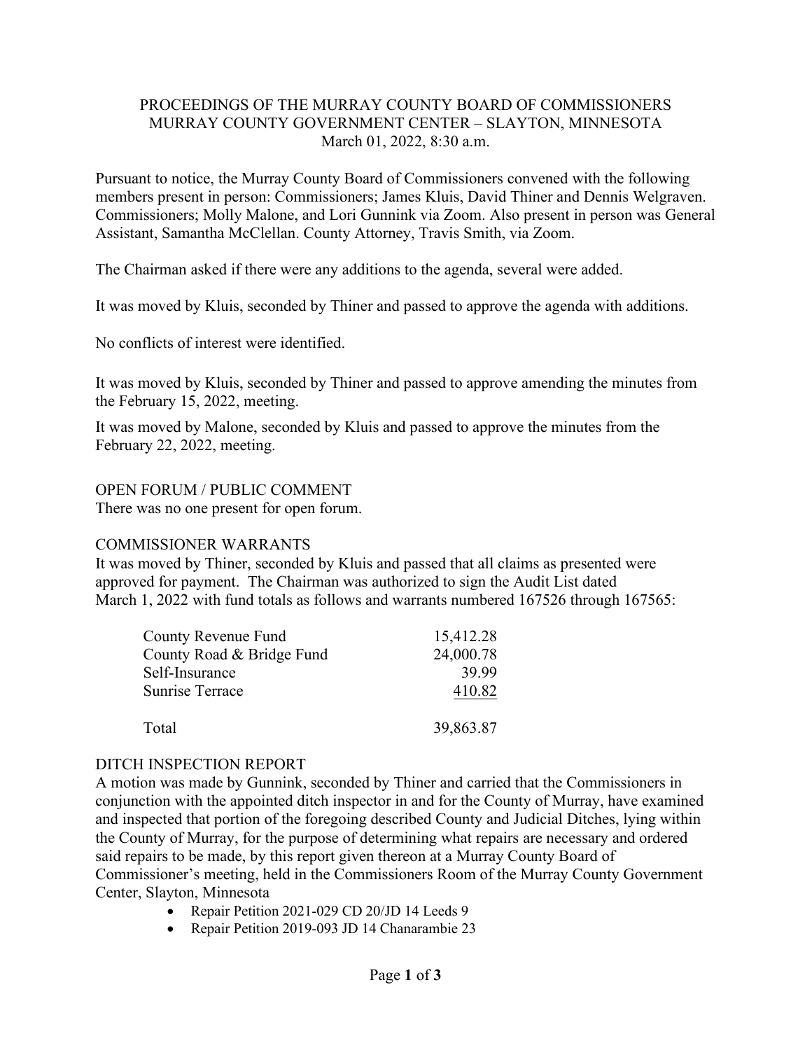PROCEEDINGS OF THE MURRAY COUNTY BOARD OF COMMISSIONERS
MURRAY COUNTY GOVERNMENT CENTER – SLAYTON, MINNESOTA
March 01, 2022, 8:30 a.m.

Pursuant to notice, the Murray County Board of Commissioners convened with the following members present in person: Commissioners; James Kluis, David Thiner and Dennis Welgraven. Commissioners; Molly Malone, and Lori Gunnink via Zoom. Also present in person was General Assistant, Samantha McClellan. County Attorney, Travis Smith, via Zoom.

The Chairman asked if there were any additions to the agenda, several were added.

It was moved by Kluis, seconded by Thiner and passed to approve the agenda with additions.

No conflicts of interest were identified.

It was moved by Kluis, seconded by Thiner and passed to approve amending the minutes from the February 15, 2022, meeting.

It was moved by Malone, seconded by Kluis and passed to approve the minutes from the February 22, 2022, meeting.

OPEN FORUM / PUBLIC COMMENT
There was no one present for open forum.

COMMISSIONER WARRANTS
It was moved by Thiner, seconded by Kluis and passed that all claims as presented were approved for payment. The Chairman was authorized to sign the Audit List dated March 1, 2022 with fund totals as follows and warrants numbered 167526 through 167565:

| Fund | Amount |
|---|---|
| County Revenue Fund | 15,412.28 |
| County Road & Bridge Fund | 24,000.78 |
| Self-Insurance | 39.99 |
| Sunrise Terrace | 410.82 |
| Total | 39,863.87 |

DITCH INSPECTION REPORT
A motion was made by Gunnink, seconded by Thiner and carried that the Commissioners in conjunction with the appointed ditch inspector in and for the County of Murray, have examined and inspected that portion of the foregoing described County and Judicial Ditches, lying within the County of Murray, for the purpose of determining what repairs are necessary and ordered said repairs to be made, by this report given thereon at a Murray County Board of Commissioner's meeting, held in the Commissioners Room of the Murray County Government Center, Slayton, Minnesota

- Repair Petition 2021-029 CD 20/JD 14 Leeds 9
- Repair Petition 2019-093 JD 14 Chanarambie 23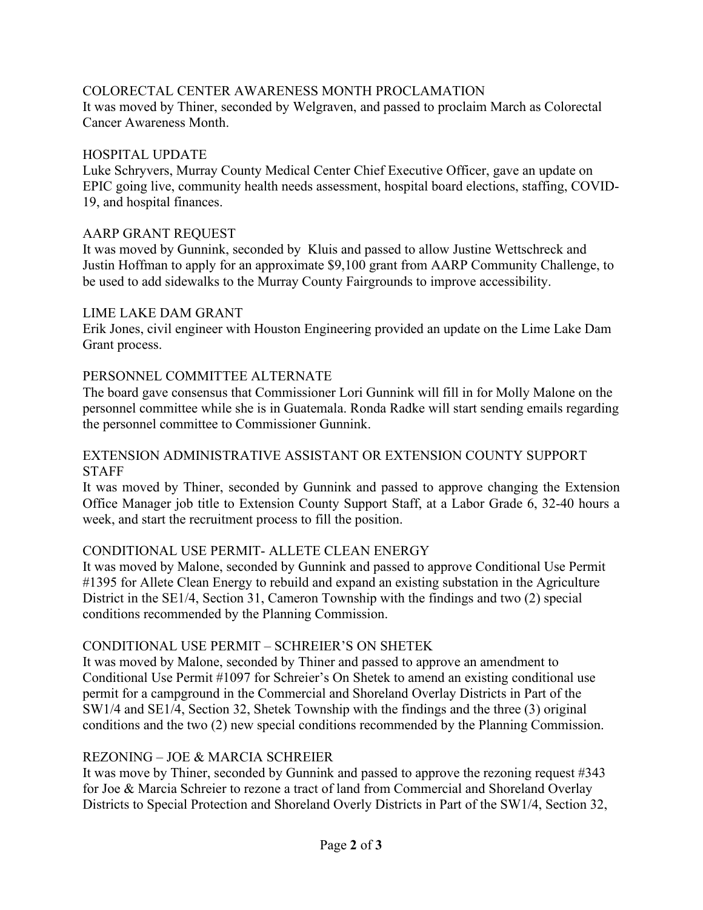COLORECTAL CENTER AWARENESS MONTH PROCLAMATION

It was moved by Thiner, seconded by Welgraven, and passed to proclaim March as Colorectal Cancer Awareness Month.

HOSPITAL UPDATE

Luke Schryvers, Murray County Medical Center Chief Executive Officer, gave an update on EPIC going live, community health needs assessment, hospital board elections, staffing, COVID-19, and hospital finances.

AARP GRANT REQUEST

It was moved by Gunnink, seconded by Kluis and passed to allow Justine Wettschreck and Justin Hoffman to apply for an approximate $9,100 grant from AARP Community Challenge, to be used to add sidewalks to the Murray County Fairgrounds to improve accessibility.

LIME LAKE DAM GRANT

Erik Jones, civil engineer with Houston Engineering provided an update on the Lime Lake Dam Grant process.

PERSONNEL COMMITTEE ALTERNATE

The board gave consensus that Commissioner Lori Gunnink will fill in for Molly Malone on the personnel committee while she is in Guatemala. Ronda Radke will start sending emails regarding the personnel committee to Commissioner Gunnink.

EXTENSION ADMINISTRATIVE ASSISTANT OR EXTENSION COUNTY SUPPORT STAFF

It was moved by Thiner, seconded by Gunnink and passed to approve changing the Extension Office Manager job title to Extension County Support Staff, at a Labor Grade 6, 32-40 hours a week, and start the recruitment process to fill the position.

CONDITIONAL USE PERMIT- ALLETE CLEAN ENERGY

It was moved by Malone, seconded by Gunnink and passed to approve Conditional Use Permit #1395 for Allete Clean Energy to rebuild and expand an existing substation in the Agriculture District in the SE1/4, Section 31, Cameron Township with the findings and two (2) special conditions recommended by the Planning Commission.

CONDITIONAL USE PERMIT – SCHREIER'S ON SHETEK

It was moved by Malone, seconded by Thiner and passed to approve an amendment to Conditional Use Permit #1097 for Schreier's On Shetek to amend an existing conditional use permit for a campground in the Commercial and Shoreland Overlay Districts in Part of the SW1/4 and SE1/4, Section 32, Shetek Township with the findings and the three (3) original conditions and the two (2) new special conditions recommended by the Planning Commission.

REZONING – JOE & MARCIA SCHREIER

It was move by Thiner, seconded by Gunnink and passed to approve the rezoning request #343 for Joe & Marcia Schreier to rezone a tract of land from Commercial and Shoreland Overlay Districts to Special Protection and Shoreland Overly Districts in Part of the SW1/4, Section 32,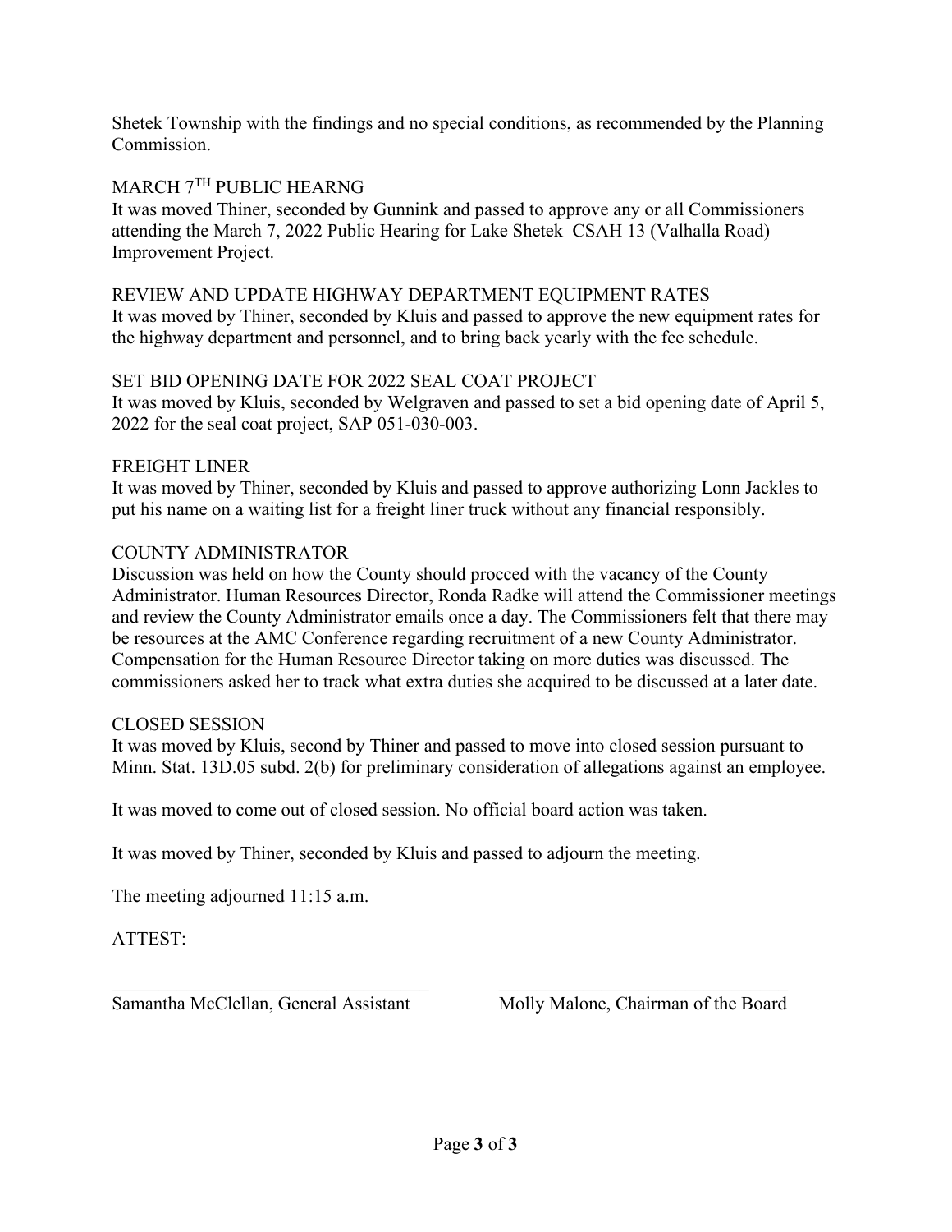Shetek Township with the findings and no special conditions, as recommended by the Planning Commission.

MARCH 7TH PUBLIC HEARNG

It was moved Thiner, seconded by Gunnink and passed to approve any or all Commissioners attending the March 7, 2022 Public Hearing for Lake Shetek CSAH 13 (Valhalla Road) Improvement Project.

REVIEW AND UPDATE HIGHWAY DEPARTMENT EQUIPMENT RATES

It was moved by Thiner, seconded by Kluis and passed to approve the new equipment rates for the highway department and personnel, and to bring back yearly with the fee schedule.

SET BID OPENING DATE FOR 2022 SEAL COAT PROJECT

It was moved by Kluis, seconded by Welgraven and passed to set a bid opening date of April 5, 2022 for the seal coat project, SAP 051-030-003.

FREIGHT LINER

It was moved by Thiner, seconded by Kluis and passed to approve authorizing Lonn Jackles to put his name on a waiting list for a freight liner truck without any financial responsibly.

COUNTY ADMINISTRATOR

Discussion was held on how the County should procced with the vacancy of the County Administrator. Human Resources Director, Ronda Radke will attend the Commissioner meetings and review the County Administrator emails once a day. The Commissioners felt that there may be resources at the AMC Conference regarding recruitment of a new County Administrator. Compensation for the Human Resource Director taking on more duties was discussed. The commissioners asked her to track what extra duties she acquired to be discussed at a later date.

CLOSED SESSION

It was moved by Kluis, second by Thiner and passed to move into closed session pursuant to Minn. Stat. 13D.05 subd. 2(b) for preliminary consideration of allegations against an employee.

It was moved to come out of closed session. No official board action was taken.

It was moved by Thiner, seconded by Kluis and passed to adjourn the meeting.

The meeting adjourned 11:15 a.m.

ATTEST:

___________________________________ ______________________________

Samantha McClellan, General Assistant Molly Malone, Chairman of the Board